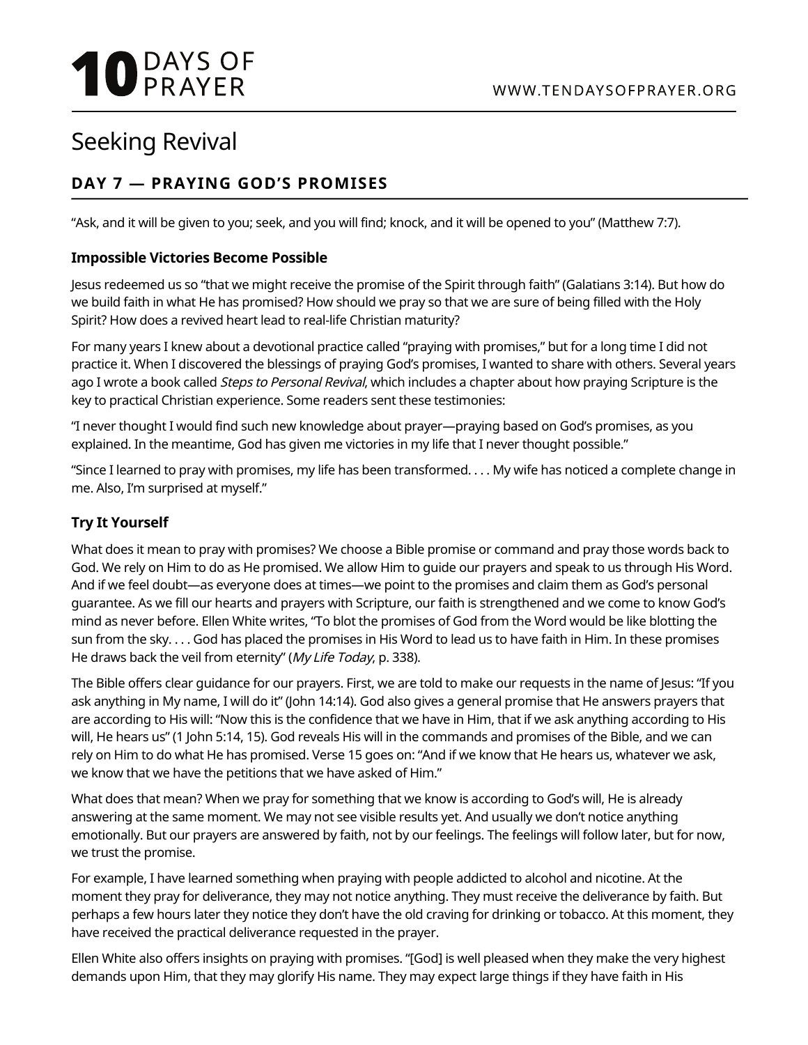# Seeking Revival

## DAY 7 — PRAYING GOD'S PROMISES

"Ask, and it will be given to you; seek, and you will find; knock, and it will be opened to you" (Matthew 7:7).

### Impossible Victories Become Possible

Jesus redeemed us so "that we might receive the promise of the Spirit through faith" (Galatians 3:14). But how do we build faith in what He has promised? How should we pray so that we are sure of being filled with the Holy Spirit? How does a revived heart lead to real-life Christian maturity?

For many years I knew about a devotional practice called "praying with promises," but for a long time I did not practice it. When I discovered the blessings of praying God's promises, I wanted to share with others. Several years ago I wrote a book called *Steps to Personal Revival*, which includes a chapter about how praying Scripture is the key to practical Christian experience. Some readers sent these testimonies:

"I never thought I would find such new knowledge about prayer—praying based on God's promises, as you explained. In the meantime, God has given me victories in my life that I never thought possible."

"Since I learned to pray with promises, my life has been transformed. . . . My wife has noticed a complete change in me. Also, I'm surprised at myself."

### Try It Yourself

What does it mean to pray with promises? We choose a Bible promise or command and pray those words back to God. We rely on Him to do as He promised. We allow Him to guide our prayers and speak to us through His Word. And if we feel doubt—as everyone does at times—we point to the promises and claim them as God's personal guarantee. As we fill our hearts and prayers with Scripture, our faith is strengthened and we come to know God's mind as never before. Ellen White writes, "To blot the promises of God from the Word would be like blotting the sun from the sky. . . . God has placed the promises in His Word to lead us to have faith in Him. In these promises He draws back the veil from eternity" (*My Life Today*, p. 338).

The Bible offers clear guidance for our prayers. First, we are told to make our requests in the name of Jesus: "If you ask anything in My name, I will do it" (John 14:14). God also gives a general promise that He answers prayers that are according to His will: "Now this is the confidence that we have in Him, that if we ask anything according to His will, He hears us" (1 John 5:14, 15). God reveals His will in the commands and promises of the Bible, and we can rely on Him to do what He has promised. Verse 15 goes on: "And if we know that He hears us, whatever we ask, we know that we have the petitions that we have asked of Him."

What does that mean? When we pray for something that we know is according to God's will, He is already answering at the same moment. We may not see visible results yet. And usually we don't notice anything emotionally. But our prayers are answered by faith, not by our feelings. The feelings will follow later, but for now, we trust the promise.

For example, I have learned something when praying with people addicted to alcohol and nicotine. At the moment they pray for deliverance, they may not notice anything. They must receive the deliverance by faith. But perhaps a few hours later they notice they don't have the old craving for drinking or tobacco. At this moment, they have received the practical deliverance requested in the prayer.

Ellen White also offers insights on praying with promises. "[God] is well pleased when they make the very highest demands upon Him, that they may glorify His name. They may expect large things if they have faith in His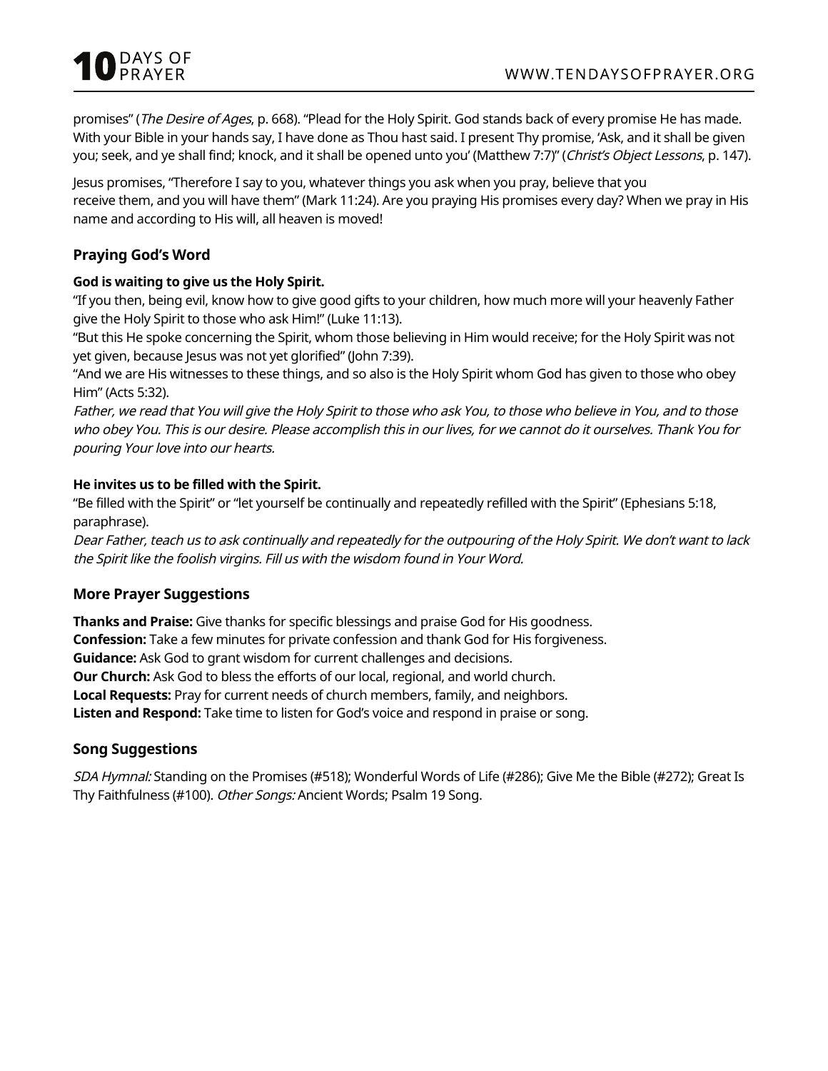promises" (*The Desire of Ages*, p. 668). "Plead for the Holy Spirit. God stands back of every promise He has made. With your Bible in your hands say, I have done as Thou hast said. I present Thy promise, 'Ask, and it shall be given you; seek, and ye shall find; knock, and it shall be opened unto you' (Matthew 7:7)" (*Christ's Object Lessons*, p. 147).

Jesus promises, "Therefore I say to you, whatever things you ask when you pray, believe that you receive them, and you will have them" (Mark 11:24). Are you praying His promises every day? When we pray in His name and according to His will, all heaven is moved!

### Praying God's Word

**God is waiting to give us the Holy Spirit.**
"If you then, being evil, know how to give good gifts to your children, how much more will your heavenly Father give the Holy Spirit to those who ask Him!" (Luke 11:13).
"But this He spoke concerning the Spirit, whom those believing in Him would receive; for the Holy Spirit was not yet given, because Jesus was not yet glorified" (John 7:39).
"And we are His witnesses to these things, and so also is the Holy Spirit whom God has given to those who obey Him" (Acts 5:32).
*Father, we read that You will give the Holy Spirit to those who ask You, to those who believe in You, and to those who obey You. This is our desire. Please accomplish this in our lives, for we cannot do it ourselves. Thank You for pouring Your love into our hearts.*

**He invites us to be filled with the Spirit.**
"Be filled with the Spirit" or "let yourself be continually and repeatedly refilled with the Spirit" (Ephesians 5:18, paraphrase).
*Dear Father, teach us to ask continually and repeatedly for the outpouring of the Holy Spirit. We don't want to lack the Spirit like the foolish virgins. Fill us with the wisdom found in Your Word.*

### More Prayer Suggestions

**Thanks and Praise:** Give thanks for specific blessings and praise God for His goodness.
**Confession:** Take a few minutes for private confession and thank God for His forgiveness.
**Guidance:** Ask God to grant wisdom for current challenges and decisions.
**Our Church:** Ask God to bless the efforts of our local, regional, and world church.
**Local Requests:** Pray for current needs of church members, family, and neighbors.
**Listen and Respond:** Take time to listen for God's voice and respond in praise or song.

### Song Suggestions

*SDA Hymnal:* Standing on the Promises (#518); Wonderful Words of Life (#286); Give Me the Bible (#272); Great Is Thy Faithfulness (#100). *Other Songs:* Ancient Words; Psalm 19 Song.